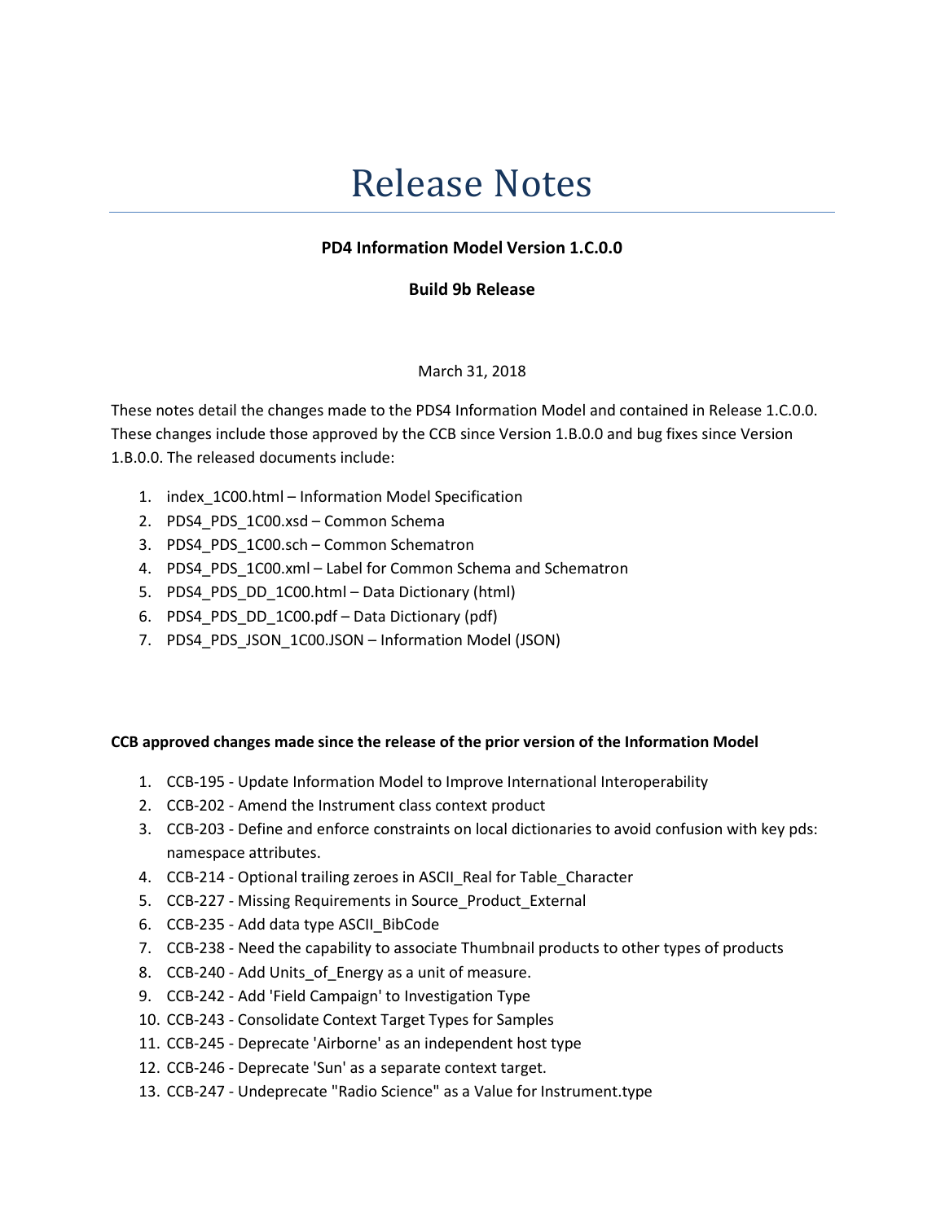# Release Notes

**PD4 Information Model Version 1.C.0.0**

**Build 9b Release**

March 31, 2018

These notes detail the changes made to the PDS4 Information Model and contained in Release 1.C.0.0. These changes include those approved by the CCB since Version 1.B.0.0 and bug fixes since Version 1.B.0.0. The released documents include:

1. index_1C00.html – Information Model Specification
2. PDS4_PDS_1C00.xsd – Common Schema
3. PDS4_PDS_1C00.sch – Common Schematron
4. PDS4_PDS_1C00.xml – Label for Common Schema and Schematron
5. PDS4_PDS_DD_1C00.html – Data Dictionary (html)
6. PDS4_PDS_DD_1C00.pdf – Data Dictionary (pdf)
7. PDS4_PDS_JSON_1C00.JSON – Information Model (JSON)

**CCB approved changes made since the release of the prior version of the Information Model**

1. CCB-195 - Update Information Model to Improve International Interoperability
2. CCB-202 - Amend the Instrument class context product
3. CCB-203 - Define and enforce constraints on local dictionaries to avoid confusion with key pds: namespace attributes.
4. CCB-214 - Optional trailing zeroes in ASCII_Real for Table_Character
5. CCB-227 - Missing Requirements in Source_Product_External
6. CCB-235 - Add data type ASCII_BibCode
7. CCB-238 - Need the capability to associate Thumbnail products to other types of products
8. CCB-240 - Add Units_of_Energy as a unit of measure.
9. CCB-242 - Add 'Field Campaign' to Investigation Type
10. CCB-243 - Consolidate Context Target Types for Samples
11. CCB-245 - Deprecate 'Airborne' as an independent host type
12. CCB-246 - Deprecate 'Sun' as a separate context target.
13. CCB-247 - Undeprecate "Radio Science" as a Value for Instrument.type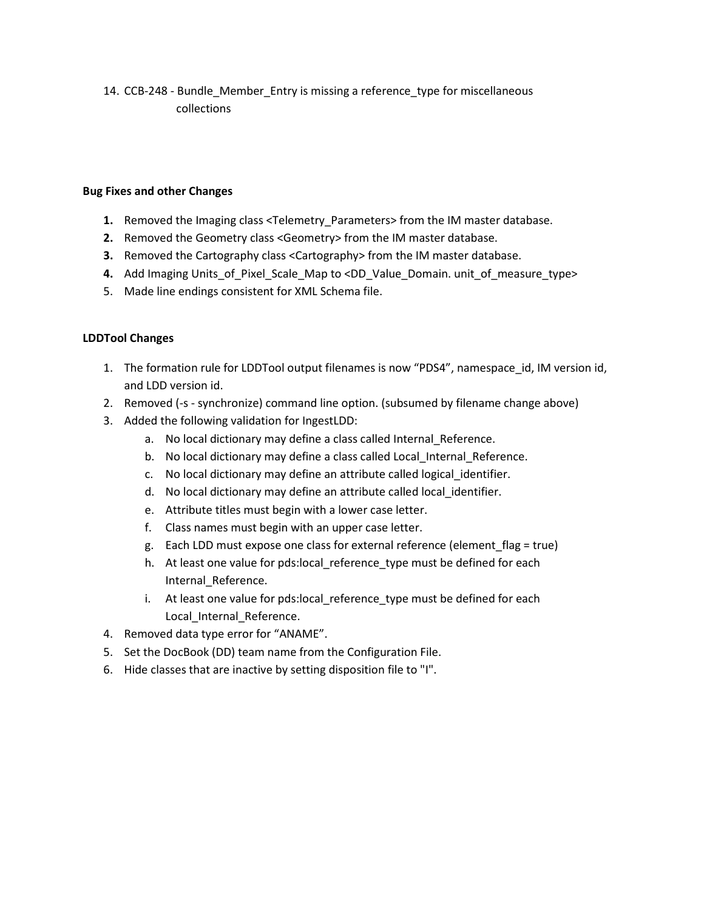14. CCB-248 - Bundle_Member_Entry is missing a reference_type for miscellaneous collections

**Bug Fixes and other Changes**

1. Removed the Imaging class <Telemetry_Parameters> from the IM master database.
2. Removed the Geometry class <Geometry> from the IM master database.
3. Removed the Cartography class <Cartography> from the IM master database.
4. Add Imaging Units_of_Pixel_Scale_Map to <DD_Value_Domain. unit_of_measure_type>
5. Made line endings consistent for XML Schema file.

**LDDTool Changes**

1. The formation rule for LDDTool output filenames is now “PDS4”, namespace_id, IM version id, and LDD version id.
2. Removed (-s - synchronize) command line option. (subsumed by filename change above)
3. Added the following validation for IngestLDD:
   a. No local dictionary may define a class called Internal_Reference.
   b. No local dictionary may define a class called Local_Internal_Reference.
   c. No local dictionary may define an attribute called logical_identifier.
   d. No local dictionary may define an attribute called local_identifier.
   e. Attribute titles must begin with a lower case letter.
   f. Class names must begin with an upper case letter.
   g. Each LDD must expose one class for external reference (element_flag = true)
   h. At least one value for pds:local_reference_type must be defined for each Internal_Reference.
   i. At least one value for pds:local_reference_type must be defined for each Local_Internal_Reference.
4. Removed data type error for “ANAME”.
5. Set the DocBook (DD) team name from the Configuration File.
6. Hide classes that are inactive by setting disposition file to "I".